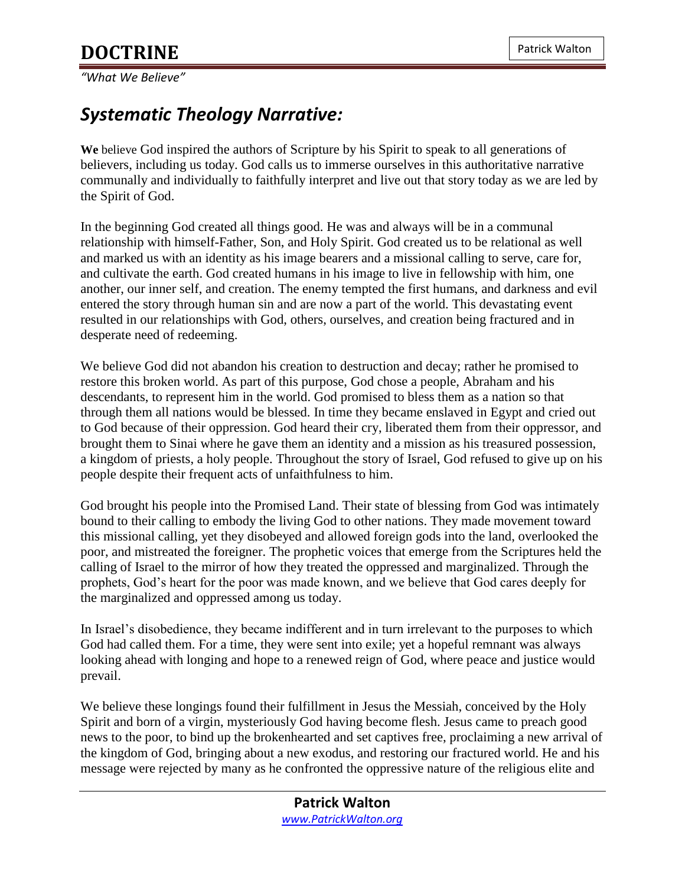# DOCTRINE

*"What We Believe"*

## *Systematic Theology Narrative:*

**We** believe God inspired the authors of Scripture by his Spirit to speak to all generations of believers, including us today. God calls us to immerse ourselves in this authoritative narrative communally and individually to faithfully interpret and live out that story today as we are led by the Spirit of God.

In the beginning God created all things good. He was and always will be in a communal relationship with himself-Father, Son, and Holy Spirit. God created us to be relational as well and marked us with an identity as his image bearers and a missional calling to serve, care for, and cultivate the earth. God created humans in his image to live in fellowship with him, one another, our inner self, and creation. The enemy tempted the first humans, and darkness and evil entered the story through human sin and are now a part of the world. This devastating event resulted in our relationships with God, others, ourselves, and creation being fractured and in desperate need of redeeming.

We believe God did not abandon his creation to destruction and decay; rather he promised to restore this broken world. As part of this purpose, God chose a people, Abraham and his descendants, to represent him in the world. God promised to bless them as a nation so that through them all nations would be blessed. In time they became enslaved in Egypt and cried out to God because of their oppression. God heard their cry, liberated them from their oppressor, and brought them to Sinai where he gave them an identity and a mission as his treasured possession, a kingdom of priests, a holy people. Throughout the story of Israel, God refused to give up on his people despite their frequent acts of unfaithfulness to him.

God brought his people into the Promised Land. Their state of blessing from God was intimately bound to their calling to embody the living God to other nations. They made movement toward this missional calling, yet they disobeyed and allowed foreign gods into the land, overlooked the poor, and mistreated the foreigner. The prophetic voices that emerge from the Scriptures held the calling of Israel to the mirror of how they treated the oppressed and marginalized. Through the prophets, God's heart for the poor was made known, and we believe that God cares deeply for the marginalized and oppressed among us today.

In Israel's disobedience, they became indifferent and in turn irrelevant to the purposes to which God had called them. For a time, they were sent into exile; yet a hopeful remnant was always looking ahead with longing and hope to a renewed reign of God, where peace and justice would prevail.

We believe these longings found their fulfillment in Jesus the Messiah, conceived by the Holy Spirit and born of a virgin, mysteriously God having become flesh. Jesus came to preach good news to the poor, to bind up the brokenhearted and set captives free, proclaiming a new arrival of the kingdom of God, bringing about a new exodus, and restoring our fractured world. He and his message were rejected by many as he confronted the oppressive nature of the religious elite and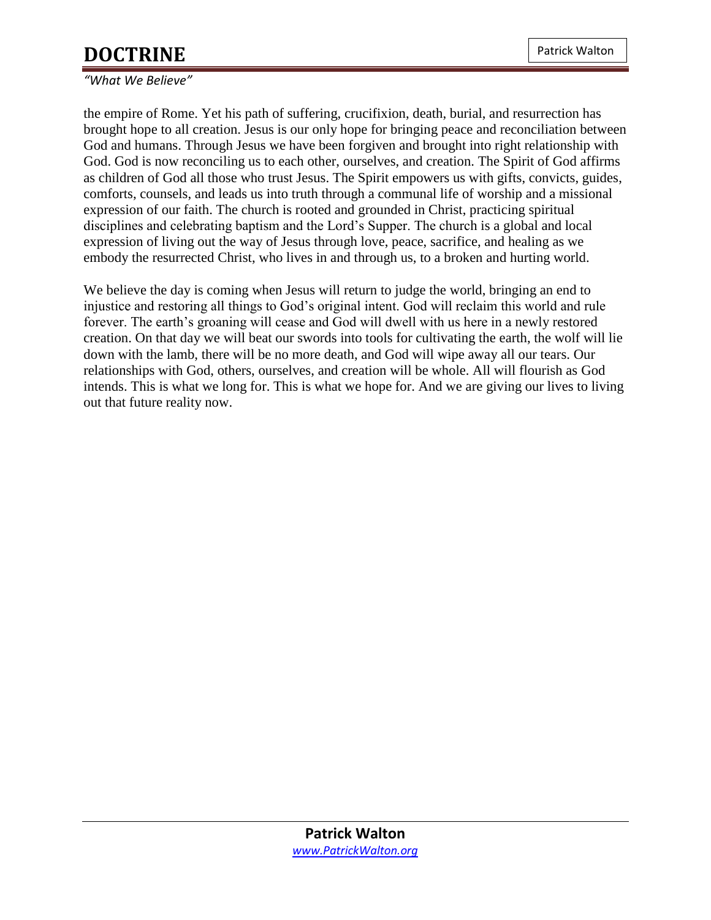the empire of Rome. Yet his path of suffering, crucifixion, death, burial, and resurrection has brought hope to all creation. Jesus is our only hope for bringing peace and reconciliation between God and humans. Through Jesus we have been forgiven and brought into right relationship with God. God is now reconciling us to each other, ourselves, and creation. The Spirit of God affirms as children of God all those who trust Jesus. The Spirit empowers us with gifts, convicts, guides, comforts, counsels, and leads us into truth through a communal life of worship and a missional expression of our faith. The church is rooted and grounded in Christ, practicing spiritual disciplines and celebrating baptism and the Lord's Supper. The church is a global and local expression of living out the way of Jesus through love, peace, sacrifice, and healing as we embody the resurrected Christ, who lives in and through us, to a broken and hurting world.

We believe the day is coming when Jesus will return to judge the world, bringing an end to injustice and restoring all things to God's original intent. God will reclaim this world and rule forever. The earth's groaning will cease and God will dwell with us here in a newly restored creation. On that day we will beat our swords into tools for cultivating the earth, the wolf will lie down with the lamb, there will be no more death, and God will wipe away all our tears. Our relationships with God, others, ourselves, and creation will be whole. All will flourish as God intends. This is what we long for. This is what we hope for. And we are giving our lives to living out that future reality now.